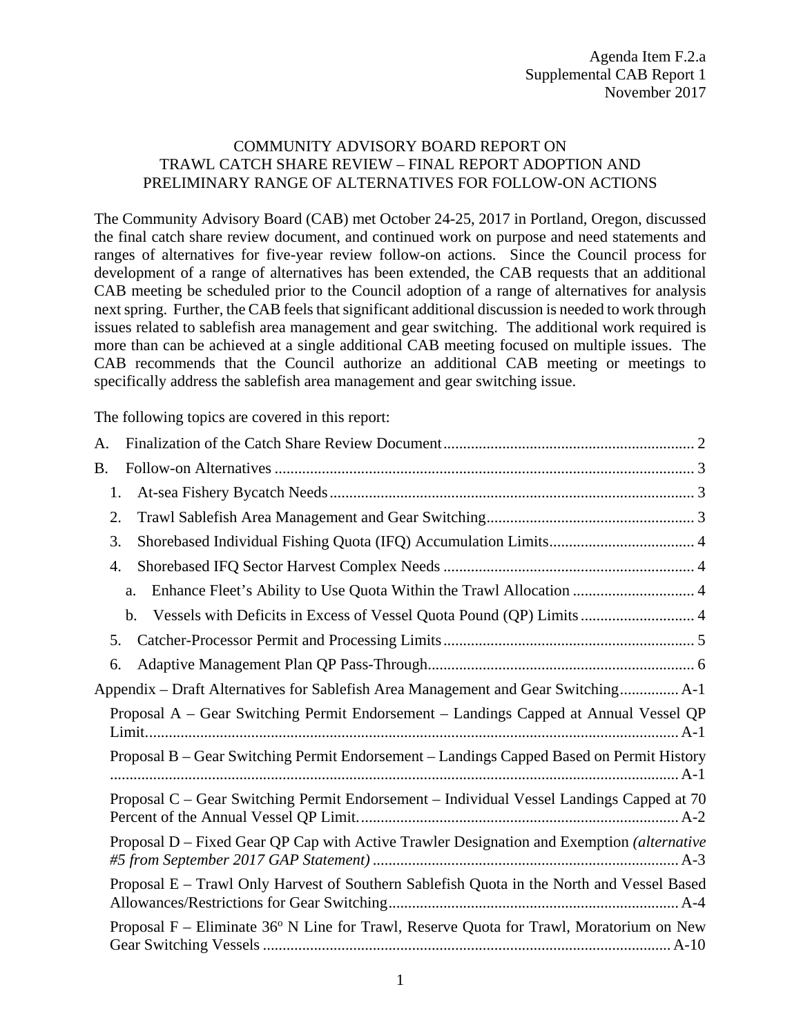Agenda Item F.2.a
Supplemental CAB Report 1
November 2017

# COMMUNITY ADVISORY BOARD REPORT ON TRAWL CATCH SHARE REVIEW – FINAL REPORT ADOPTION AND PRELIMINARY RANGE OF ALTERNATIVES FOR FOLLOW-ON ACTIONS

The Community Advisory Board (CAB) met October 24-25, 2017 in Portland, Oregon, discussed the final catch share review document, and continued work on purpose and need statements and ranges of alternatives for five-year review follow-on actions. Since the Council process for development of a range of alternatives has been extended, the CAB requests that an additional CAB meeting be scheduled prior to the Council adoption of a range of alternatives for analysis next spring. Further, the CAB feels that significant additional discussion is needed to work through issues related to sablefish area management and gear switching. The additional work required is more than can be achieved at a single additional CAB meeting focused on multiple issues. The CAB recommends that the Council authorize an additional CAB meeting or meetings to specifically address the sablefish area management and gear switching issue.

The following topics are covered in this report:

A. Finalization of the Catch Share Review Document ... 2
B. Follow-on Alternatives ... 3
   1. At-sea Fishery Bycatch Needs ... 3
   2. Trawl Sablefish Area Management and Gear Switching ... 3
   3. Shorebased Individual Fishing Quota (IFQ) Accumulation Limits ... 4
   4. Shorebased IFQ Sector Harvest Complex Needs ... 4
      a. Enhance Fleet's Ability to Use Quota Within the Trawl Allocation ... 4
      b. Vessels with Deficits in Excess of Vessel Quota Pound (QP) Limits ... 4
   5. Catcher-Processor Permit and Processing Limits ... 5
   6. Adaptive Management Plan QP Pass-Through ... 6

Appendix – Draft Alternatives for Sablefish Area Management and Gear Switching ... A-1
   Proposal A – Gear Switching Permit Endorsement – Landings Capped at Annual Vessel QP Limit ... A-1
   Proposal B – Gear Switching Permit Endorsement – Landings Capped Based on Permit History ... A-1
   Proposal C – Gear Switching Permit Endorsement – Individual Vessel Landings Capped at 70 Percent of the Annual Vessel QP Limit ... A-2
   Proposal D – Fixed Gear QP Cap with Active Trawler Designation and Exemption *(alternative #5 from September 2017 GAP Statement)* ... A-3
   Proposal E – Trawl Only Harvest of Southern Sablefish Quota in the North and Vessel Based Allowances/Restrictions for Gear Switching ... A-4
   Proposal F – Eliminate 36º N Line for Trawl, Reserve Quota for Trawl, Moratorium on New Gear Switching Vessels ... A-10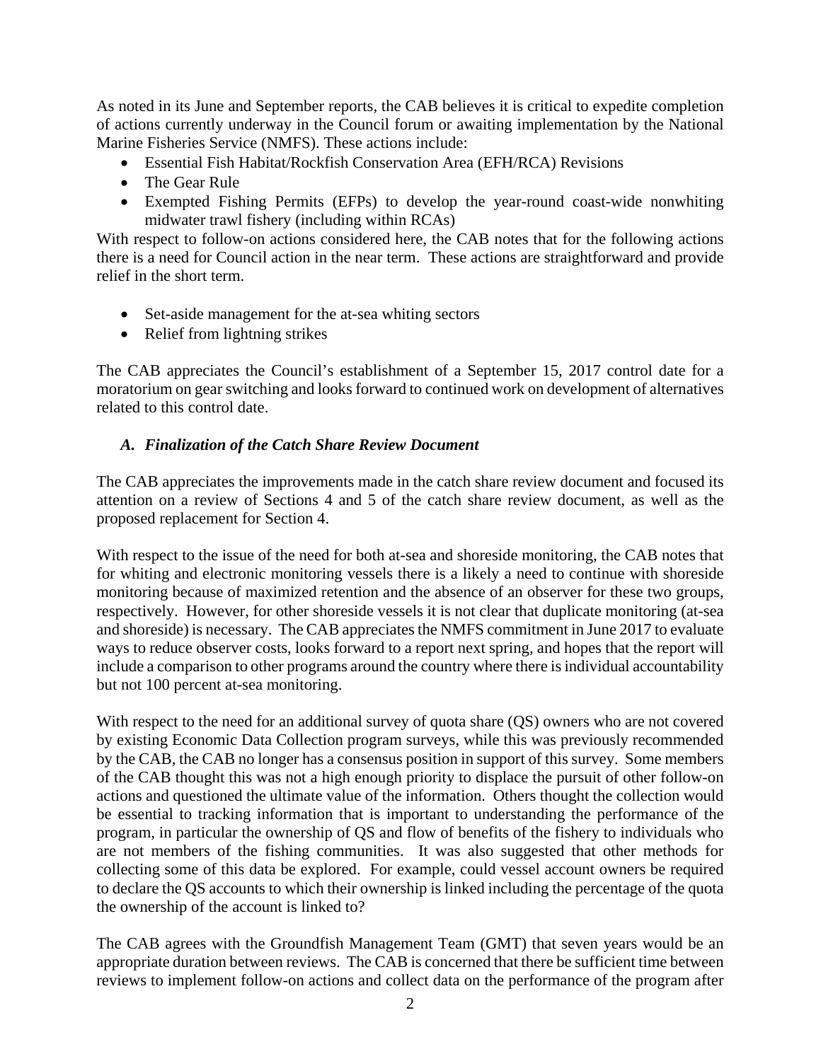As noted in its June and September reports, the CAB believes it is critical to expedite completion of actions currently underway in the Council forum or awaiting implementation by the National Marine Fisheries Service (NMFS). These actions include:

- Essential Fish Habitat/Rockfish Conservation Area (EFH/RCA) Revisions
- The Gear Rule
- Exempted Fishing Permits (EFPs) to develop the year-round coast-wide nonwhiting midwater trawl fishery (including within RCAs)

With respect to follow-on actions considered here, the CAB notes that for the following actions there is a need for Council action in the near term. These actions are straightforward and provide relief in the short term.

- Set-aside management for the at-sea whiting sectors
- Relief from lightning strikes

The CAB appreciates the Council's establishment of a September 15, 2017 control date for a moratorium on gear switching and looks forward to continued work on development of alternatives related to this control date.

### *A. Finalization of the Catch Share Review Document*

The CAB appreciates the improvements made in the catch share review document and focused its attention on a review of Sections 4 and 5 of the catch share review document, as well as the proposed replacement for Section 4.

With respect to the issue of the need for both at-sea and shoreside monitoring, the CAB notes that for whiting and electronic monitoring vessels there is a likely a need to continue with shoreside monitoring because of maximized retention and the absence of an observer for these two groups, respectively. However, for other shoreside vessels it is not clear that duplicate monitoring (at-sea and shoreside) is necessary. The CAB appreciates the NMFS commitment in June 2017 to evaluate ways to reduce observer costs, looks forward to a report next spring, and hopes that the report will include a comparison to other programs around the country where there is individual accountability but not 100 percent at-sea monitoring.

With respect to the need for an additional survey of quota share (QS) owners who are not covered by existing Economic Data Collection program surveys, while this was previously recommended by the CAB, the CAB no longer has a consensus position in support of this survey. Some members of the CAB thought this was not a high enough priority to displace the pursuit of other follow-on actions and questioned the ultimate value of the information. Others thought the collection would be essential to tracking information that is important to understanding the performance of the program, in particular the ownership of QS and flow of benefits of the fishery to individuals who are not members of the fishing communities. It was also suggested that other methods for collecting some of this data be explored. For example, could vessel account owners be required to declare the QS accounts to which their ownership is linked including the percentage of the quota the ownership of the account is linked to?

The CAB agrees with the Groundfish Management Team (GMT) that seven years would be an appropriate duration between reviews. The CAB is concerned that there be sufficient time between reviews to implement follow-on actions and collect data on the performance of the program after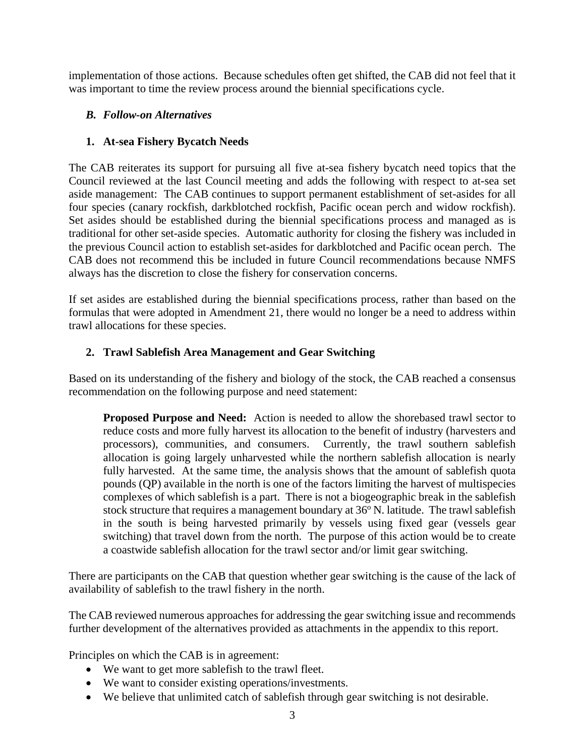implementation of those actions. Because schedules often get shifted, the CAB did not feel that it was important to time the review process around the biennial specifications cycle.

### *B. Follow-on Alternatives*

#### 1. At-sea Fishery Bycatch Needs

The CAB reiterates its support for pursuing all five at-sea fishery bycatch need topics that the Council reviewed at the last Council meeting and adds the following with respect to at-sea set aside management: The CAB continues to support permanent establishment of set-asides for all four species (canary rockfish, darkblotched rockfish, Pacific ocean perch and widow rockfish). Set asides should be established during the biennial specifications process and managed as is traditional for other set-aside species. Automatic authority for closing the fishery was included in the previous Council action to establish set-asides for darkblotched and Pacific ocean perch. The CAB does not recommend this be included in future Council recommendations because NMFS always has the discretion to close the fishery for conservation concerns.

If set asides are established during the biennial specifications process, rather than based on the formulas that were adopted in Amendment 21, there would no longer be a need to address within trawl allocations for these species.

#### 2. Trawl Sablefish Area Management and Gear Switching

Based on its understanding of the fishery and biology of the stock, the CAB reached a consensus recommendation on the following purpose and need statement:

> **Proposed Purpose and Need:** Action is needed to allow the shorebased trawl sector to reduce costs and more fully harvest its allocation to the benefit of industry (harvesters and processors), communities, and consumers. Currently, the trawl southern sablefish allocation is going largely unharvested while the northern sablefish allocation is nearly fully harvested. At the same time, the analysis shows that the amount of sablefish quota pounds (QP) available in the north is one of the factors limiting the harvest of multispecies complexes of which sablefish is a part. There is not a biogeographic break in the sablefish stock structure that requires a management boundary at 36° N. latitude. The trawl sablefish in the south is being harvested primarily by vessels using fixed gear (vessels gear switching) that travel down from the north. The purpose of this action would be to create a coastwide sablefish allocation for the trawl sector and/or limit gear switching.

There are participants on the CAB that question whether gear switching is the cause of the lack of availability of sablefish to the trawl fishery in the north.

The CAB reviewed numerous approaches for addressing the gear switching issue and recommends further development of the alternatives provided as attachments in the appendix to this report.

Principles on which the CAB is in agreement:

- We want to get more sablefish to the trawl fleet.
- We want to consider existing operations/investments.
- We believe that unlimited catch of sablefish through gear switching is not desirable.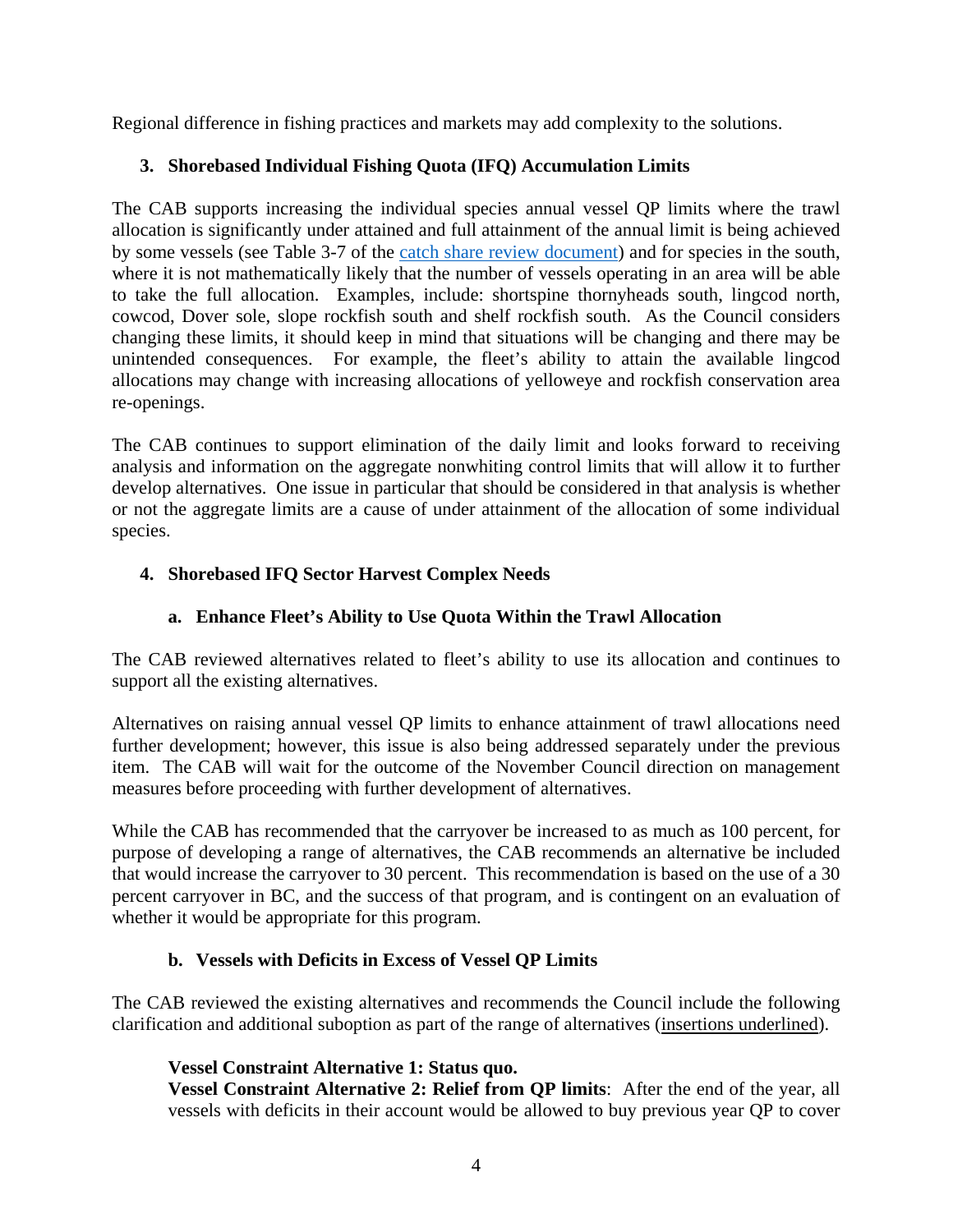Regional difference in fishing practices and markets may add complexity to the solutions.

## 3. Shorebased Individual Fishing Quota (IFQ) Accumulation Limits

The CAB supports increasing the individual species annual vessel QP limits where the trawl allocation is significantly under attained and full attainment of the annual limit is being achieved by some vessels (see Table 3-7 of the catch share review document) and for species in the south, where it is not mathematically likely that the number of vessels operating in an area will be able to take the full allocation. Examples, include: shortspine thornyheads south, lingcod north, cowcod, Dover sole, slope rockfish south and shelf rockfish south. As the Council considers changing these limits, it should keep in mind that situations will be changing and there may be unintended consequences. For example, the fleet's ability to attain the available lingcod allocations may change with increasing allocations of yelloweye and rockfish conservation area re-openings.

The CAB continues to support elimination of the daily limit and looks forward to receiving analysis and information on the aggregate nonwhiting control limits that will allow it to further develop alternatives. One issue in particular that should be considered in that analysis is whether or not the aggregate limits are a cause of under attainment of the allocation of some individual species.

## 4. Shorebased IFQ Sector Harvest Complex Needs

### a. Enhance Fleet's Ability to Use Quota Within the Trawl Allocation

The CAB reviewed alternatives related to fleet's ability to use its allocation and continues to support all the existing alternatives.

Alternatives on raising annual vessel QP limits to enhance attainment of trawl allocations need further development; however, this issue is also being addressed separately under the previous item. The CAB will wait for the outcome of the November Council direction on management measures before proceeding with further development of alternatives.

While the CAB has recommended that the carryover be increased to as much as 100 percent, for purpose of developing a range of alternatives, the CAB recommends an alternative be included that would increase the carryover to 30 percent. This recommendation is based on the use of a 30 percent carryover in BC, and the success of that program, and is contingent on an evaluation of whether it would be appropriate for this program.

### b. Vessels with Deficits in Excess of Vessel QP Limits

The CAB reviewed the existing alternatives and recommends the Council include the following clarification and additional suboption as part of the range of alternatives (insertions underlined).

**Vessel Constraint Alternative 1: Status quo.**
**Vessel Constraint Alternative 2: Relief from QP limits**: After the end of the year, all vessels with deficits in their account would be allowed to buy previous year QP to cover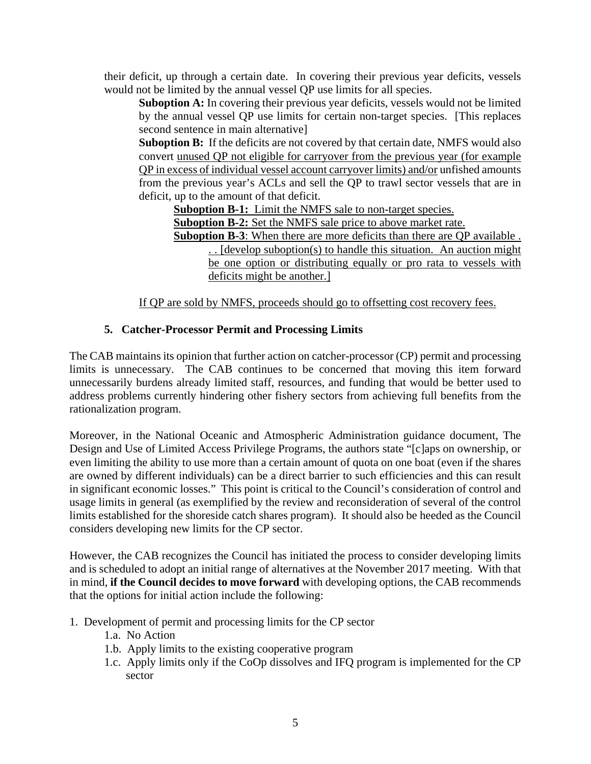their deficit, up through a certain date. In covering their previous year deficits, vessels would not be limited by the annual vessel QP use limits for all species.

**Suboption A:** In covering their previous year deficits, vessels would not be limited by the annual vessel QP use limits for certain non-target species. [This replaces second sentence in main alternative]

**Suboption B:** If the deficits are not covered by that certain date, NMFS would also convert <u>unused QP not eligible for carryover from the previous year (for example QP in excess of individual vessel account carryover limits) and/or</u> unfished amounts from the previous year's ACLs and sell the QP to trawl sector vessels that are in deficit, up to the amount of that deficit.

**<u>Suboption B-1:</u>** <u>Limit the NMFS sale to non-target species.</u>

**<u>Suboption B-2:</u>** <u>Set the NMFS sale price to above market rate.</u>

**<u>Suboption B-3</u>**<u>: When there are more deficits than there are QP available . . . [develop suboption(s) to handle this situation. An auction might be one option or distributing equally or pro rata to vessels with deficits might be another.]</u>

<u>If QP are sold by NMFS, proceeds should go to offsetting cost recovery fees.</u>

### 5. Catcher-Processor Permit and Processing Limits

The CAB maintains its opinion that further action on catcher-processor (CP) permit and processing limits is unnecessary. The CAB continues to be concerned that moving this item forward unnecessarily burdens already limited staff, resources, and funding that would be better used to address problems currently hindering other fishery sectors from achieving full benefits from the rationalization program.

Moreover, in the National Oceanic and Atmospheric Administration guidance document, The Design and Use of Limited Access Privilege Programs, the authors state "[c]aps on ownership, or even limiting the ability to use more than a certain amount of quota on one boat (even if the shares are owned by different individuals) can be a direct barrier to such efficiencies and this can result in significant economic losses." This point is critical to the Council's consideration of control and usage limits in general (as exemplified by the review and reconsideration of several of the control limits established for the shoreside catch shares program). It should also be heeded as the Council considers developing new limits for the CP sector.

However, the CAB recognizes the Council has initiated the process to consider developing limits and is scheduled to adopt an initial range of alternatives at the November 2017 meeting. With that in mind, **if the Council decides to move forward** with developing options, the CAB recommends that the options for initial action include the following:

1. Development of permit and processing limits for the CP sector
   - 1.a. No Action
   - 1.b. Apply limits to the existing cooperative program
   - 1.c. Apply limits only if the CoOp dissolves and IFQ program is implemented for the CP sector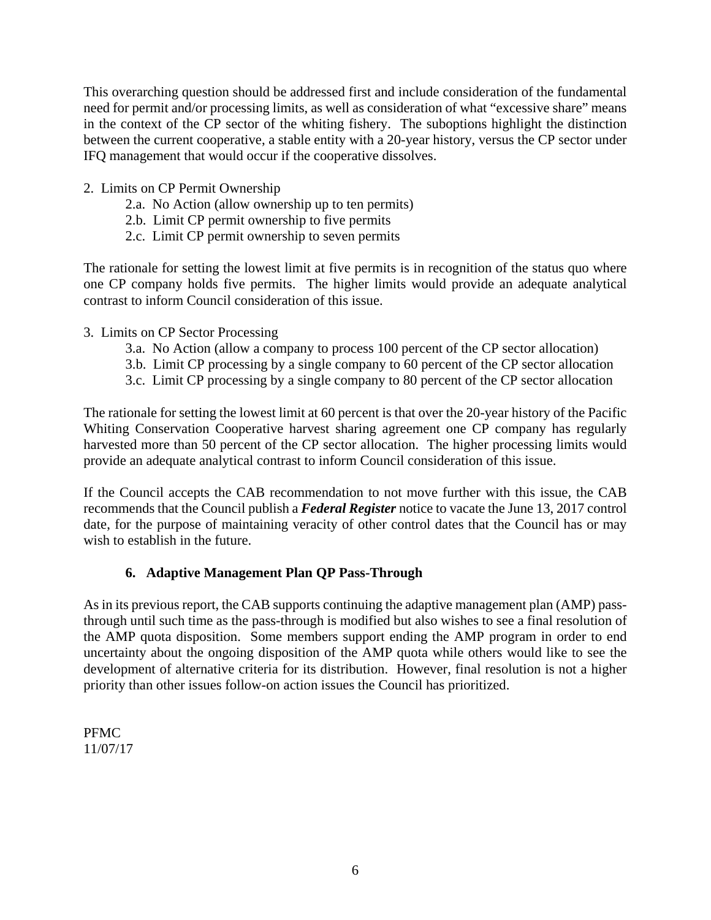This overarching question should be addressed first and include consideration of the fundamental need for permit and/or processing limits, as well as consideration of what "excessive share" means in the context of the CP sector of the whiting fishery. The suboptions highlight the distinction between the current cooperative, a stable entity with a 20-year history, versus the CP sector under IFQ management that would occur if the cooperative dissolves.

2. Limits on CP Permit Ownership
    - 2.a. No Action (allow ownership up to ten permits)
    - 2.b. Limit CP permit ownership to five permits
    - 2.c. Limit CP permit ownership to seven permits

The rationale for setting the lowest limit at five permits is in recognition of the status quo where one CP company holds five permits. The higher limits would provide an adequate analytical contrast to inform Council consideration of this issue.

3. Limits on CP Sector Processing
    - 3.a. No Action (allow a company to process 100 percent of the CP sector allocation)
    - 3.b. Limit CP processing by a single company to 60 percent of the CP sector allocation
    - 3.c. Limit CP processing by a single company to 80 percent of the CP sector allocation

The rationale for setting the lowest limit at 60 percent is that over the 20-year history of the Pacific Whiting Conservation Cooperative harvest sharing agreement one CP company has regularly harvested more than 50 percent of the CP sector allocation. The higher processing limits would provide an adequate analytical contrast to inform Council consideration of this issue.

If the Council accepts the CAB recommendation to not move further with this issue, the CAB recommends that the Council publish a ***Federal Register*** notice to vacate the June 13, 2017 control date, for the purpose of maintaining veracity of other control dates that the Council has or may wish to establish in the future.

### 6. Adaptive Management Plan QP Pass-Through

As in its previous report, the CAB supports continuing the adaptive management plan (AMP) pass-through until such time as the pass-through is modified but also wishes to see a final resolution of the AMP quota disposition. Some members support ending the AMP program in order to end uncertainty about the ongoing disposition of the AMP quota while others would like to see the development of alternative criteria for its distribution. However, final resolution is not a higher priority than other issues follow-on action issues the Council has prioritized.

PFMC
11/07/17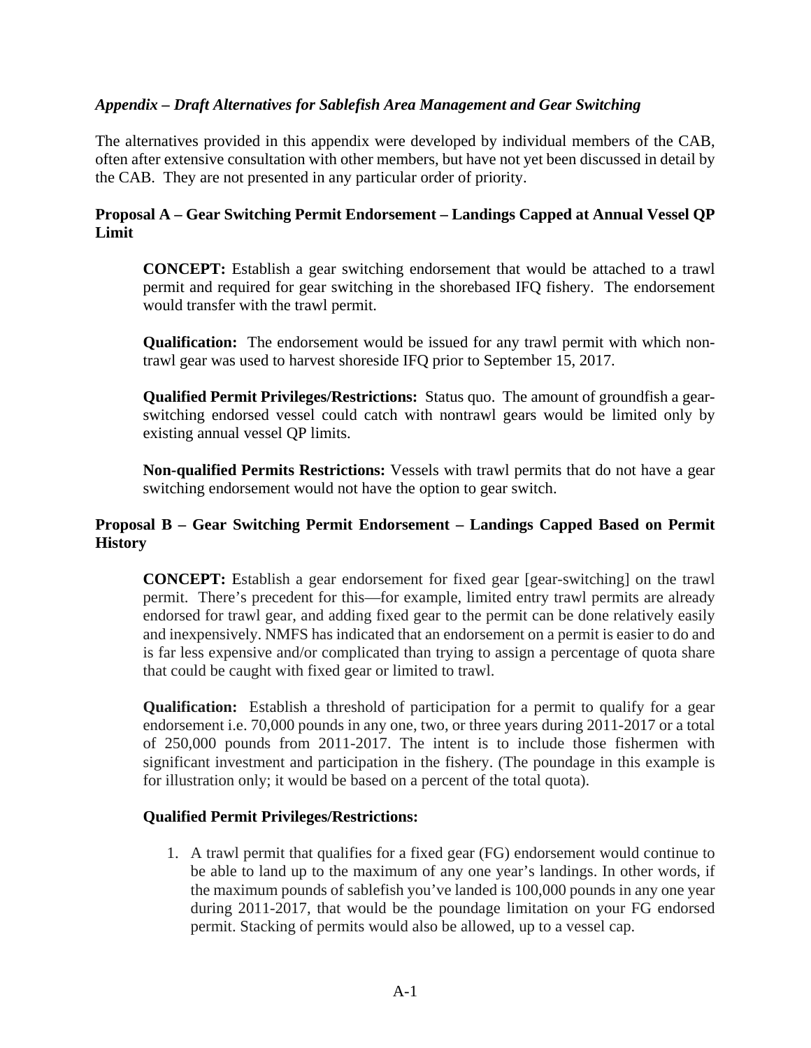*Appendix – Draft Alternatives for Sablefish Area Management and Gear Switching*

The alternatives provided in this appendix were developed by individual members of the CAB, often after extensive consultation with other members, but have not yet been discussed in detail by the CAB. They are not presented in any particular order of priority.

**Proposal A – Gear Switching Permit Endorsement – Landings Capped at Annual Vessel QP Limit**

> **CONCEPT:** Establish a gear switching endorsement that would be attached to a trawl permit and required for gear switching in the shorebased IFQ fishery. The endorsement would transfer with the trawl permit.
>
> **Qualification:** The endorsement would be issued for any trawl permit with which non-trawl gear was used to harvest shoreside IFQ prior to September 15, 2017.
>
> **Qualified Permit Privileges/Restrictions:** Status quo. The amount of groundfish a gear-switching endorsed vessel could catch with nontrawl gears would be limited only by existing annual vessel QP limits.
>
> **Non-qualified Permits Restrictions:** Vessels with trawl permits that do not have a gear switching endorsement would not have the option to gear switch.

**Proposal B – Gear Switching Permit Endorsement – Landings Capped Based on Permit History**

> **CONCEPT:** Establish a gear endorsement for fixed gear [gear-switching] on the trawl permit. There's precedent for this—for example, limited entry trawl permits are already endorsed for trawl gear, and adding fixed gear to the permit can be done relatively easily and inexpensively. NMFS has indicated that an endorsement on a permit is easier to do and is far less expensive and/or complicated than trying to assign a percentage of quota share that could be caught with fixed gear or limited to trawl.
>
> **Qualification:** Establish a threshold of participation for a permit to qualify for a gear endorsement i.e. 70,000 pounds in any one, two, or three years during 2011-2017 or a total of 250,000 pounds from 2011-2017. The intent is to include those fishermen with significant investment and participation in the fishery. (The poundage in this example is for illustration only; it would be based on a percent of the total quota).
>
> **Qualified Permit Privileges/Restrictions:**
>
> 1. A trawl permit that qualifies for a fixed gear (FG) endorsement would continue to be able to land up to the maximum of any one year's landings. In other words, if the maximum pounds of sablefish you've landed is 100,000 pounds in any one year during 2011-2017, that would be the poundage limitation on your FG endorsed permit. Stacking of permits would also be allowed, up to a vessel cap.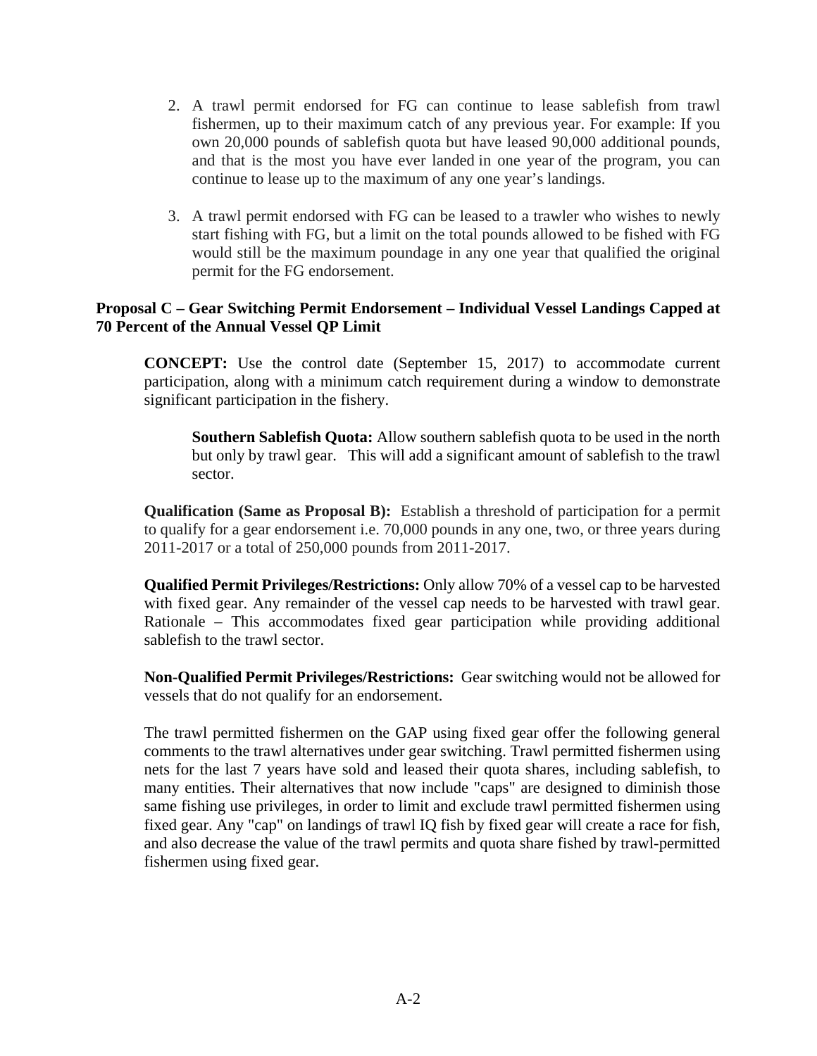2. A trawl permit endorsed for FG can continue to lease sablefish from trawl fishermen, up to their maximum catch of any previous year. For example: If you own 20,000 pounds of sablefish quota but have leased 90,000 additional pounds, and that is the most you have ever landed in one year of the program, you can continue to lease up to the maximum of any one year's landings.

3. A trawl permit endorsed with FG can be leased to a trawler who wishes to newly start fishing with FG, but a limit on the total pounds allowed to be fished with FG would still be the maximum poundage in any one year that qualified the original permit for the FG endorsement.

**Proposal C – Gear Switching Permit Endorsement – Individual Vessel Landings Capped at 70 Percent of the Annual Vessel QP Limit**

**CONCEPT:** Use the control date (September 15, 2017) to accommodate current participation, along with a minimum catch requirement during a window to demonstrate significant participation in the fishery.

**Southern Sablefish Quota:** Allow southern sablefish quota to be used in the north but only by trawl gear. This will add a significant amount of sablefish to the trawl sector.

**Qualification (Same as Proposal B):** Establish a threshold of participation for a permit to qualify for a gear endorsement i.e. 70,000 pounds in any one, two, or three years during 2011-2017 or a total of 250,000 pounds from 2011-2017.

**Qualified Permit Privileges/Restrictions:** Only allow 70% of a vessel cap to be harvested with fixed gear. Any remainder of the vessel cap needs to be harvested with trawl gear. Rationale – This accommodates fixed gear participation while providing additional sablefish to the trawl sector.

**Non-Qualified Permit Privileges/Restrictions:** Gear switching would not be allowed for vessels that do not qualify for an endorsement.

The trawl permitted fishermen on the GAP using fixed gear offer the following general comments to the trawl alternatives under gear switching. Trawl permitted fishermen using nets for the last 7 years have sold and leased their quota shares, including sablefish, to many entities. Their alternatives that now include "caps" are designed to diminish those same fishing use privileges, in order to limit and exclude trawl permitted fishermen using fixed gear. Any "cap" on landings of trawl IQ fish by fixed gear will create a race for fish, and also decrease the value of the trawl permits and quota share fished by trawl-permitted fishermen using fixed gear.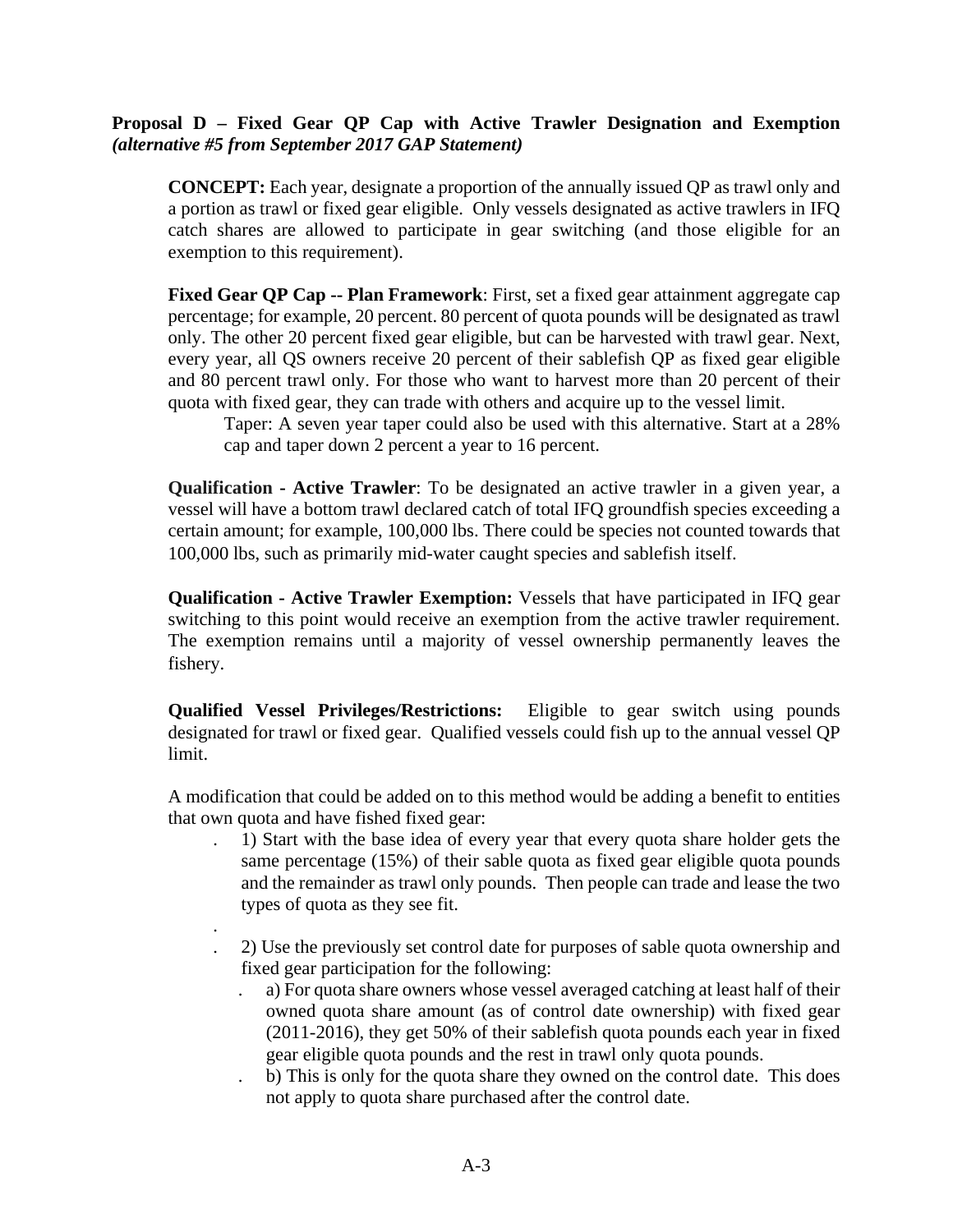**Proposal D – Fixed Gear QP Cap with Active Trawler Designation and Exemption *(alternative #5 from September 2017 GAP Statement)***

**CONCEPT:** Each year, designate a proportion of the annually issued QP as trawl only and a portion as trawl or fixed gear eligible. Only vessels designated as active trawlers in IFQ catch shares are allowed to participate in gear switching (and those eligible for an exemption to this requirement).

**Fixed Gear QP Cap -- Plan Framework**: First, set a fixed gear attainment aggregate cap percentage; for example, 20 percent. 80 percent of quota pounds will be designated as trawl only. The other 20 percent fixed gear eligible, but can be harvested with trawl gear. Next, every year, all QS owners receive 20 percent of their sablefish QP as fixed gear eligible and 80 percent trawl only. For those who want to harvest more than 20 percent of their quota with fixed gear, they can trade with others and acquire up to the vessel limit.

Taper: A seven year taper could also be used with this alternative. Start at a 28% cap and taper down 2 percent a year to 16 percent.

**Qualification - Active Trawler**: To be designated an active trawler in a given year, a vessel will have a bottom trawl declared catch of total IFQ groundfish species exceeding a certain amount; for example, 100,000 lbs. There could be species not counted towards that 100,000 lbs, such as primarily mid-water caught species and sablefish itself.

**Qualification - Active Trawler Exemption:** Vessels that have participated in IFQ gear switching to this point would receive an exemption from the active trawler requirement. The exemption remains until a majority of vessel ownership permanently leaves the fishery.

**Qualified Vessel Privileges/Restrictions:** Eligible to gear switch using pounds designated for trawl or fixed gear. Qualified vessels could fish up to the annual vessel QP limit.

A modification that could be added on to this method would be adding a benefit to entities that own quota and have fished fixed gear:

1) Start with the base idea of every year that every quota share holder gets the same percentage (15%) of their sable quota as fixed gear eligible quota pounds and the remainder as trawl only pounds. Then people can trade and lease the two types of quota as they see fit.

2) Use the previously set control date for purposes of sable quota ownership and fixed gear participation for the following:
   - a) For quota share owners whose vessel averaged catching at least half of their owned quota share amount (as of control date ownership) with fixed gear (2011-2016), they get 50% of their sablefish quota pounds each year in fixed gear eligible quota pounds and the rest in trawl only quota pounds.
   - b) This is only for the quota share they owned on the control date. This does not apply to quota share purchased after the control date.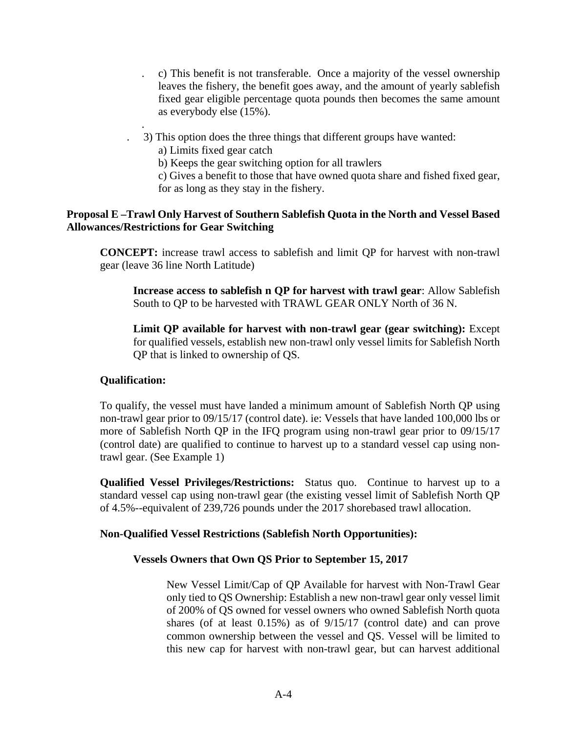c) This benefit is not transferable. Once a majority of the vessel ownership leaves the fishery, the benefit goes away, and the amount of yearly sablefish fixed gear eligible percentage quota pounds then becomes the same amount as everybody else (15%).

3) This option does the three things that different groups have wanted:

a) Limits fixed gear catch

b) Keeps the gear switching option for all trawlers

c) Gives a benefit to those that have owned quota share and fished fixed gear, for as long as they stay in the fishery.

**Proposal E –Trawl Only Harvest of Southern Sablefish Quota in the North and Vessel Based Allowances/Restrictions for Gear Switching**

**CONCEPT:** increase trawl access to sablefish and limit QP for harvest with non-trawl gear (leave 36 line North Latitude)

**Increase access to sablefish n QP for harvest with trawl gear**: Allow Sablefish South to QP to be harvested with TRAWL GEAR ONLY North of 36 N.

**Limit QP available for harvest with non-trawl gear (gear switching):** Except for qualified vessels, establish new non-trawl only vessel limits for Sablefish North QP that is linked to ownership of QS.

**Qualification:**

To qualify, the vessel must have landed a minimum amount of Sablefish North QP using non-trawl gear prior to 09/15/17 (control date). ie: Vessels that have landed 100,000 lbs or more of Sablefish North QP in the IFQ program using non-trawl gear prior to 09/15/17 (control date) are qualified to continue to harvest up to a standard vessel cap using non-trawl gear. (See Example 1)

**Qualified Vessel Privileges/Restrictions:** Status quo. Continue to harvest up to a standard vessel cap using non-trawl gear (the existing vessel limit of Sablefish North QP of 4.5%--equivalent of 239,726 pounds under the 2017 shorebased trawl allocation.

**Non-Qualified Vessel Restrictions (Sablefish North Opportunities):**

**Vessels Owners that Own QS Prior to September 15, 2017**

New Vessel Limit/Cap of QP Available for harvest with Non-Trawl Gear only tied to QS Ownership: Establish a new non-trawl gear only vessel limit of 200% of QS owned for vessel owners who owned Sablefish North quota shares (of at least 0.15%) as of 9/15/17 (control date) and can prove common ownership between the vessel and QS. Vessel will be limited to this new cap for harvest with non-trawl gear, but can harvest additional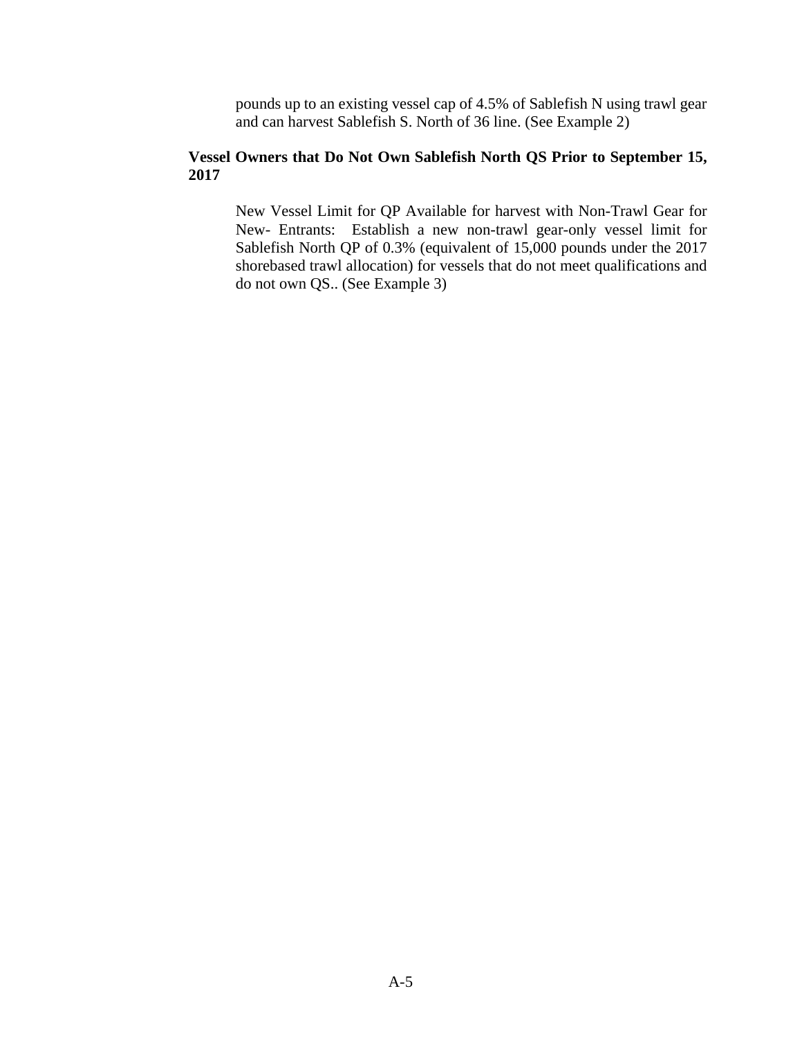pounds up to an existing vessel cap of 4.5% of Sablefish N using trawl gear and can harvest Sablefish S. North of 36 line. (See Example 2)

**Vessel Owners that Do Not Own Sablefish North QS Prior to September 15, 2017**

New Vessel Limit for QP Available for harvest with Non-Trawl Gear for New- Entrants: Establish a new non-trawl gear-only vessel limit for Sablefish North QP of 0.3% (equivalent of 15,000 pounds under the 2017 shorebased trawl allocation) for vessels that do not meet qualifications and do not own QS.. (See Example 3)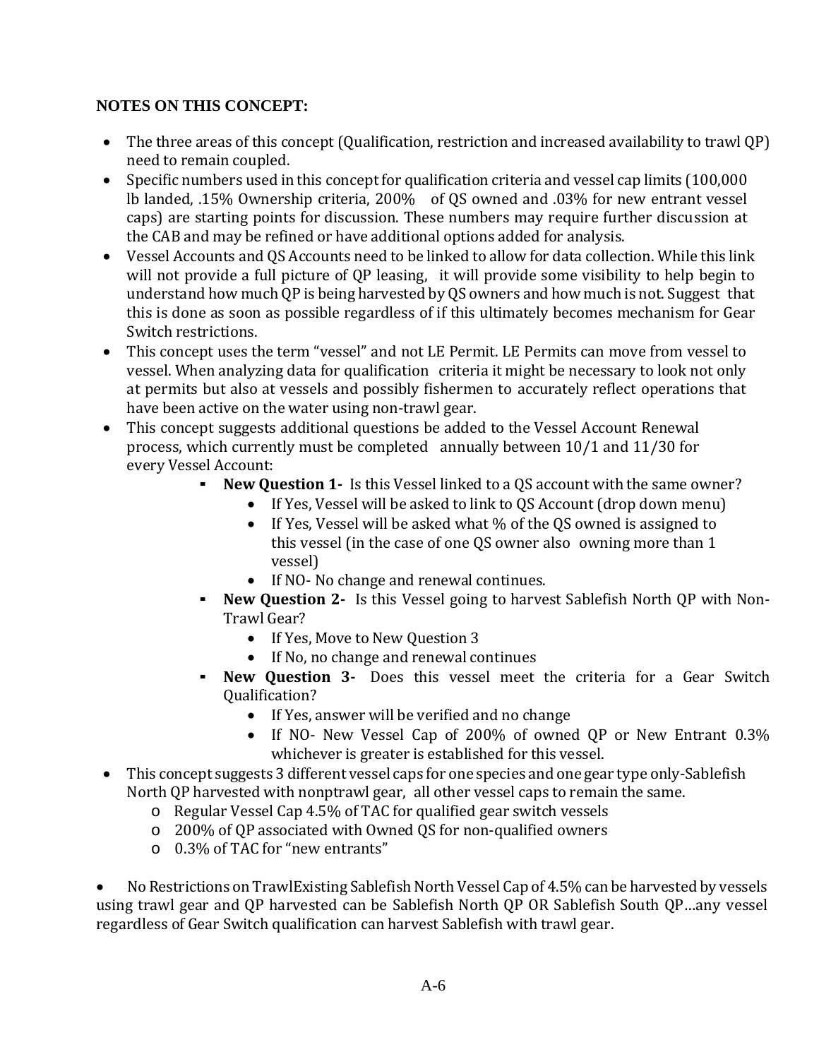**NOTES ON THIS CONCEPT:**

- The three areas of this concept (Qualification, restriction and increased availability to trawl QP) need to remain coupled.
- Specific numbers used in this concept for qualification criteria and vessel cap limits (100,000 lb landed, .15% Ownership criteria, 200% of QS owned and .03% for new entrant vessel caps) are starting points for discussion. These numbers may require further discussion at the CAB and may be refined or have additional options added for analysis.
- Vessel Accounts and QS Accounts need to be linked to allow for data collection. While this link will not provide a full picture of QP leasing, it will provide some visibility to help begin to understand how much QP is being harvested by QS owners and how much is not. Suggest that this is done as soon as possible regardless of if this ultimately becomes mechanism for Gear Switch restrictions.
- This concept uses the term "vessel" and not LE Permit. LE Permits can move from vessel to vessel. When analyzing data for qualification criteria it might be necessary to look not only at permits but also at vessels and possibly fishermen to accurately reflect operations that have been active on the water using non-trawl gear.
- This concept suggests additional questions be added to the Vessel Account Renewal process, which currently must be completed annually between 10/1 and 11/30 for every Vessel Account:
    - **New Question 1-** Is this Vessel linked to a QS account with the same owner?
        - If Yes, Vessel will be asked to link to QS Account (drop down menu)
        - If Yes, Vessel will be asked what % of the QS owned is assigned to this vessel (in the case of one QS owner also owning more than 1 vessel)
        - If NO- No change and renewal continues.
    - **New Question 2-** Is this Vessel going to harvest Sablefish North QP with Non-Trawl Gear?
        - If Yes, Move to New Question 3
        - If No, no change and renewal continues
    - **New Question 3-** Does this vessel meet the criteria for a Gear Switch Qualification?
        - If Yes, answer will be verified and no change
        - If NO- New Vessel Cap of 200% of owned QP or New Entrant 0.3% whichever is greater is established for this vessel.
- This concept suggests 3 different vessel caps for one species and one gear type only-Sablefish North QP harvested with nonptrawl gear, all other vessel caps to remain the same.
    - Regular Vessel Cap 4.5% of TAC for qualified gear switch vessels
    - 200% of QP associated with Owned QS for non-qualified owners
    - 0.3% of TAC for "new entrants"

- No Restrictions on TrawlExisting Sablefish North Vessel Cap of 4.5% can be harvested by vessels using trawl gear and QP harvested can be Sablefish North QP OR Sablefish South QP…any vessel regardless of Gear Switch qualification can harvest Sablefish with trawl gear.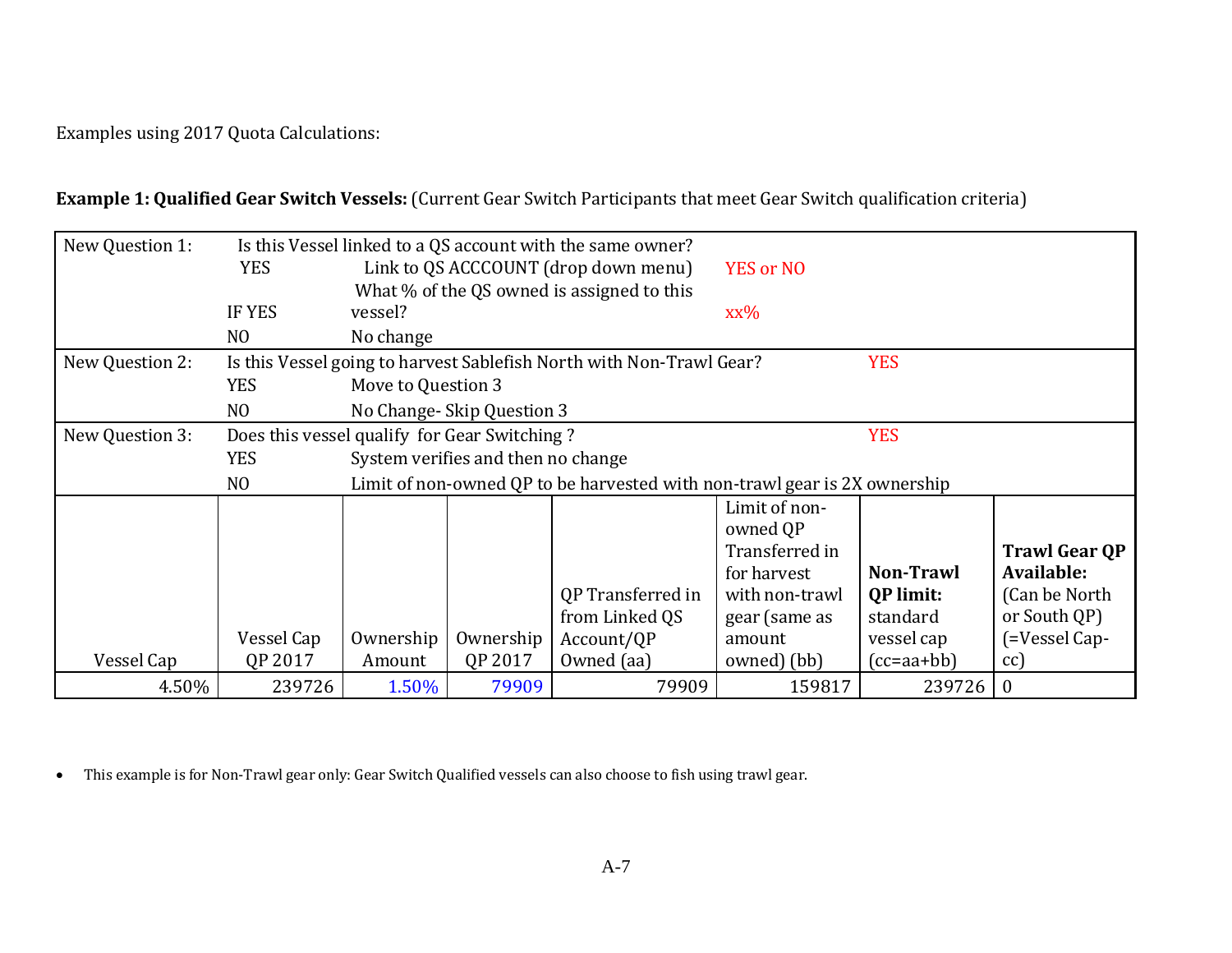Examples using 2017 Quota Calculations:

**Example 1: Qualified Gear Switch Vessels:** (Current Gear Switch Participants that meet Gear Switch qualification criteria)

| | | | | | | | |
|---|---|---|---|---|---|---|---|
| New Question 1: | Is this Vessel linked to a QS account with the same owner? | | | | | | |
| | YES | Link to QS ACCCOUNT (drop down menu) | | | YES or NO | | |
| | IF YES | What % of the QS owned is assigned to this vessel? | | | xx% | | |
| | NO | No change | | | | | |
| New Question 2: | Is this Vessel going to harvest Sablefish North with Non-Trawl Gear? | | | | | YES | |
| | YES | Move to Question 3 | | | | | |
| | NO | No Change- Skip Question 3 | | | | | |
| New Question 3: | Does this vessel qualify for Gear Switching ? | | | | | YES | |
| | YES | System verifies and then no change | | | | | |
| | NO | Limit of non-owned QP to be harvested with non-trawl gear is 2X ownership | | | | | |
| Vessel Cap | Vessel Cap QP 2017 | Ownership Amount | Ownership QP 2017 | QP Transferred in from Linked QS Account/QP Owned (aa) | Limit of non-owned QP Transferred in for harvest with non-trawl gear (same as amount owned) (bb) | **Non-Trawl QP limit:** standard vessel cap (cc=aa+bb) | **Trawl Gear QP Available:** (Can be North or South QP) (=Vessel Cap-cc) |
| 4.50% | 239726 | 1.50% | 79909 | 79909 | 159817 | 239726 | 0 |

- This example is for Non-Trawl gear only: Gear Switch Qualified vessels can also choose to fish using trawl gear.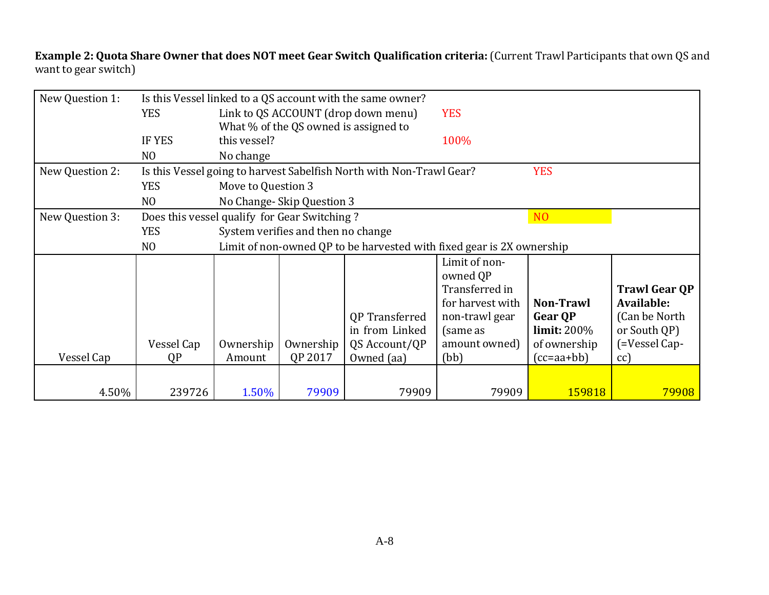**Example 2: Quota Share Owner that does NOT meet Gear Switch Qualification criteria:** (Current Trawl Participants that own QS and want to gear switch)

| New Question 1: | Is this Vessel linked to a QS account with the same owner? | | |
|---|---|---|---|
| | YES | Link to QS ACCOUNT (drop down menu) | YES |
| | IF YES | What % of the QS owned is assigned to this vessel? | 100% |
| | NO | No change | |
| New Question 2: | Is this Vessel going to harvest Sabelfish North with Non-Trawl Gear? | | YES |
| | YES | Move to Question 3 | |
| | NO | No Change- Skip Question 3 | |
| New Question 3: | Does this vessel qualify for Gear Switching ? | | NO |
| | YES | System verifies and then no change | |
| | NO | Limit of non-owned QP to be harvested with fixed gear is 2X ownership | |

| Vessel Cap | Vessel Cap QP | Ownership Amount | Ownership QP 2017 | QP Transferred in from Linked QS Account/QP Owned (aa) | Limit of non-owned QP Transferred in for harvest with non-trawl gear (same as amount owned) (bb) | **Non-Trawl Gear QP limit:** 200% of ownership (cc=aa+bb) | **Trawl Gear QP Available:** (Can be North or South QP) (=Vessel Cap-cc) |
|---|---|---|---|---|---|---|---|
| 4.50% | 239726 | 1.50% | 79909 | 79909 | 79909 | 159818 | 79908 |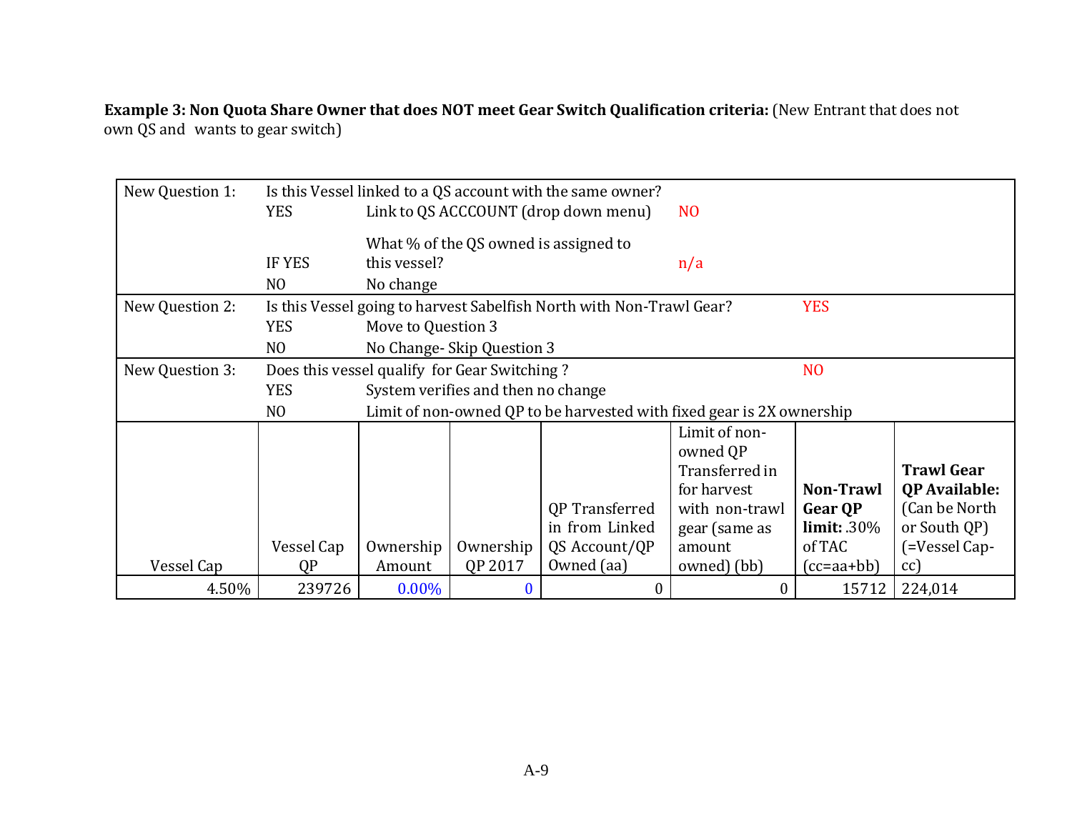**Example 3: Non Quota Share Owner that does NOT meet Gear Switch Qualification criteria:** (New Entrant that does not own QS and wants to gear switch)

| | | | | | | | |
|---|---|---|---|---|---|---|---|
| New Question 1: | Is this Vessel linked to a QS account with the same owner? | | | | | | |
| | YES | Link to QS ACCCOUNT (drop down menu) | | | NO | | |
| | IF YES | What % of the QS owned is assigned to this vessel? | | | n/a | | |
| | NO | No change | | | | | |
| New Question 2: | Is this Vessel going to harvest Sabelfish North with Non-Trawl Gear? | | | | | YES | |
| | YES | Move to Question 3 | | | | | |
| | NO | No Change- Skip Question 3 | | | | | |
| New Question 3: | Does this vessel qualify for Gear Switching ? | | | | | NO | |
| | YES | System verifies and then no change | | | | | |
| | NO | Limit of non-owned QP to be harvested with fixed gear is 2X ownership | | | | | |
| Vessel Cap | Vessel Cap QP | Ownership Amount | Ownership QP 2017 | QP Transferred in from Linked QS Account/QP Owned (aa) | Limit of non-owned QP Transferred in for harvest with non-trawl gear (same as amount owned) (bb) | **Non-Trawl Gear QP limit:** .30% of TAC (cc=aa+bb) | **Trawl Gear QP Available:** (Can be North or South QP) (=Vessel Cap-cc) |
| 4.50% | 239726 | 0.00% | 0 | 0 | 0 | 15712 | 224,014 |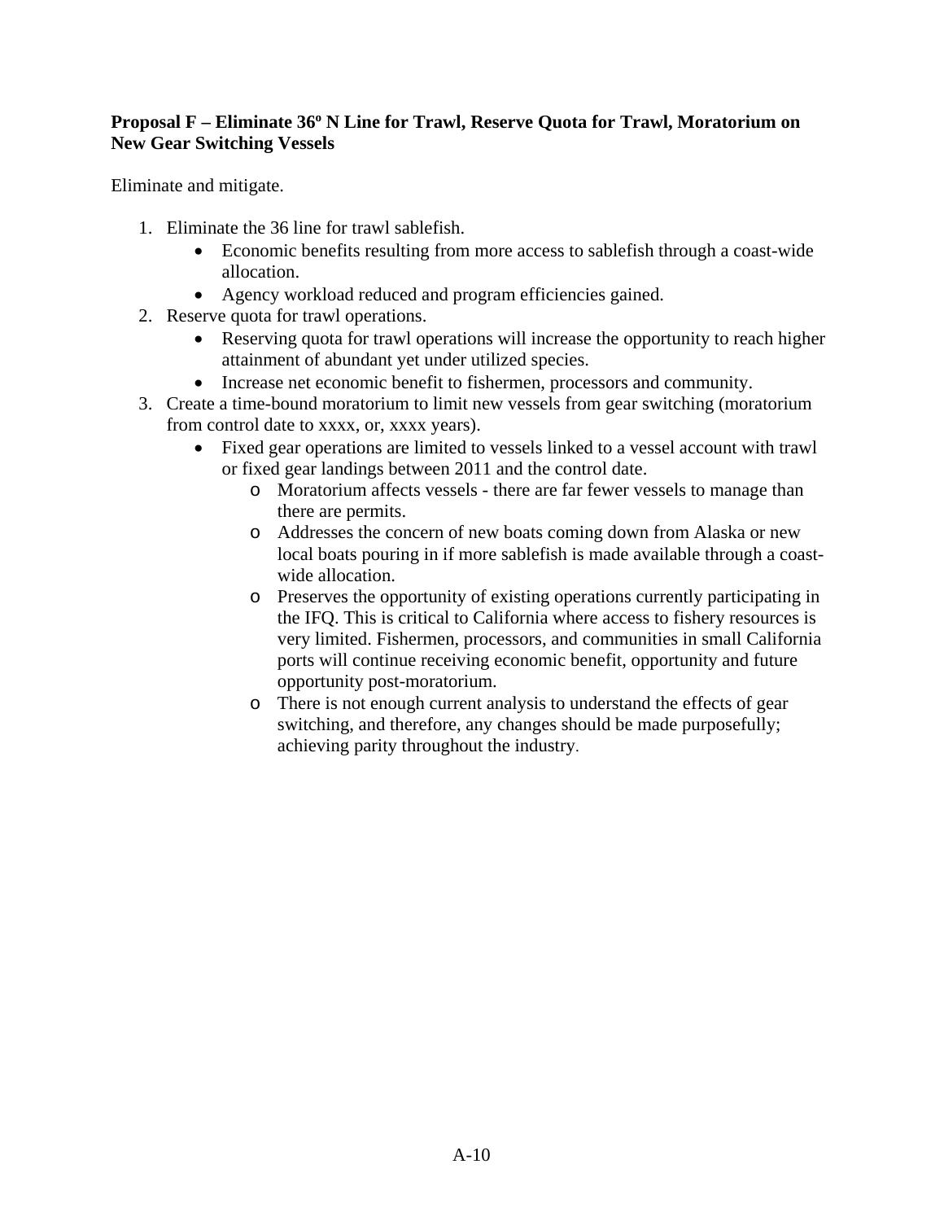**Proposal F – Eliminate 36º N Line for Trawl, Reserve Quota for Trawl, Moratorium on New Gear Switching Vessels**

Eliminate and mitigate.

1. Eliminate the 36 line for trawl sablefish.
   - Economic benefits resulting from more access to sablefish through a coast-wide allocation.
   - Agency workload reduced and program efficiencies gained.
2. Reserve quota for trawl operations.
   - Reserving quota for trawl operations will increase the opportunity to reach higher attainment of abundant yet under utilized species.
   - Increase net economic benefit to fishermen, processors and community.
3. Create a time-bound moratorium to limit new vessels from gear switching (moratorium from control date to xxxx, or, xxxx years).
   - Fixed gear operations are limited to vessels linked to a vessel account with trawl or fixed gear landings between 2011 and the control date.
     - Moratorium affects vessels - there are far fewer vessels to manage than there are permits.
     - Addresses the concern of new boats coming down from Alaska or new local boats pouring in if more sablefish is made available through a coast-wide allocation.
     - Preserves the opportunity of existing operations currently participating in the IFQ. This is critical to California where access to fishery resources is very limited. Fishermen, processors, and communities in small California ports will continue receiving economic benefit, opportunity and future opportunity post-moratorium.
     - There is not enough current analysis to understand the effects of gear switching, and therefore, any changes should be made purposefully; achieving parity throughout the industry.